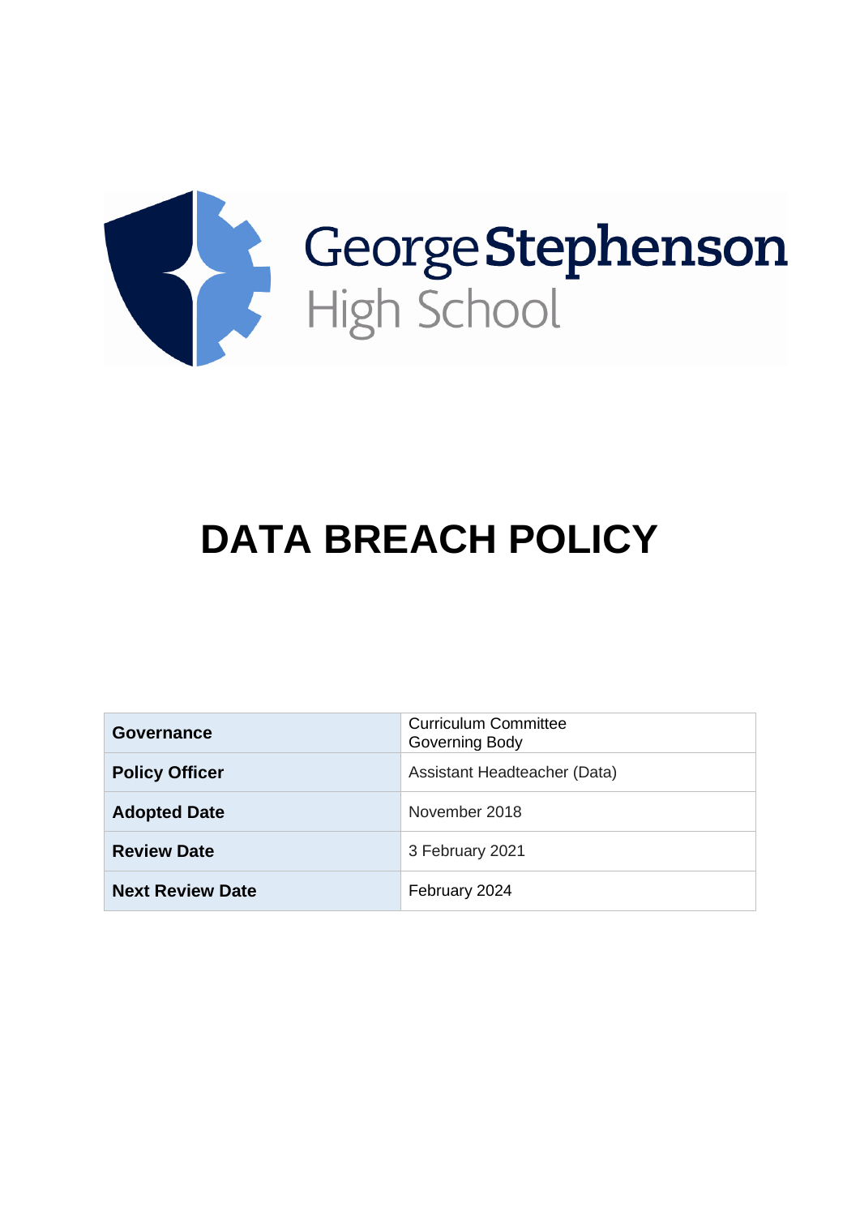George Stephenson High School

# DATA BREACH POLICY

| Governance | Curriculum Committee<br>Governing Body |
|---|---|
| **Policy Officer** | Assistant Headteacher (Data) |
| **Adopted Date** | November 2018 |
| **Review Date** | 3 February 2021 |
| **Next Review Date** | February 2024 |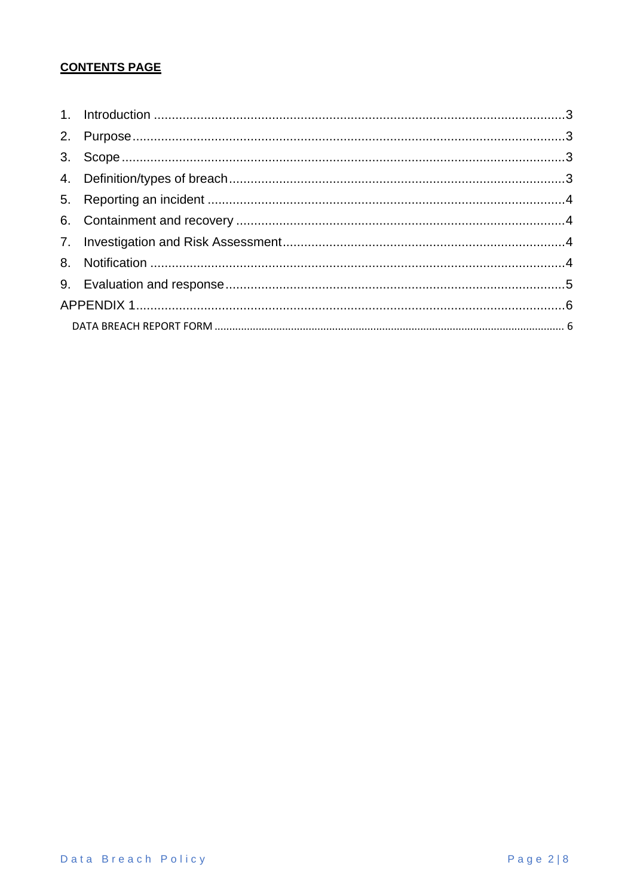**CONTENTS PAGE**

1. Introduction ....................................................................................................................3
2. Purpose ..........................................................................................................................3
3. Scope ..............................................................................................................................3
4. Definition/types of breach ..............................................................................................3
5. Reporting an incident .....................................................................................................4
6. Containment and recovery .............................................................................................4
7. Investigation and Risk Assessment ................................................................................4
8. Notification .....................................................................................................................4
9. Evaluation and response ................................................................................................5

APPENDIX 1..........................................................................................................................6

DATA BREACH REPORT FORM ......................................................................................................... 6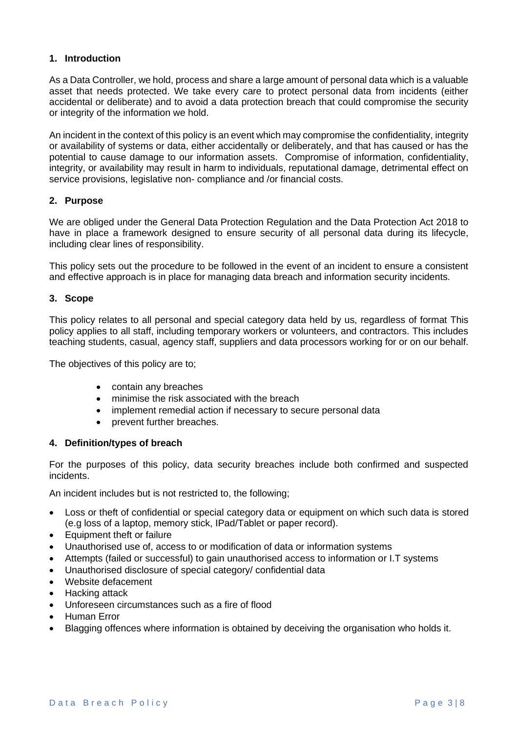## 1. Introduction

As a Data Controller, we hold, process and share a large amount of personal data which is a valuable asset that needs protected. We take every care to protect personal data from incidents (either accidental or deliberate) and to avoid a data protection breach that could compromise the security or integrity of the information we hold.

An incident in the context of this policy is an event which may compromise the confidentiality, integrity or availability of systems or data, either accidentally or deliberately, and that has caused or has the potential to cause damage to our information assets. Compromise of information, confidentiality, integrity, or availability may result in harm to individuals, reputational damage, detrimental effect on service provisions, legislative non- compliance and /or financial costs.

## 2. Purpose

We are obliged under the General Data Protection Regulation and the Data Protection Act 2018 to have in place a framework designed to ensure security of all personal data during its lifecycle, including clear lines of responsibility.

This policy sets out the procedure to be followed in the event of an incident to ensure a consistent and effective approach is in place for managing data breach and information security incidents.

## 3. Scope

This policy relates to all personal and special category data held by us, regardless of format This policy applies to all staff, including temporary workers or volunteers, and contractors. This includes teaching students, casual, agency staff, suppliers and data processors working for or on our behalf.

The objectives of this policy are to;

- contain any breaches
- minimise the risk associated with the breach
- implement remedial action if necessary to secure personal data
- prevent further breaches.

## 4. Definition/types of breach

For the purposes of this policy, data security breaches include both confirmed and suspected incidents.

An incident includes but is not restricted to, the following;

- Loss or theft of confidential or special category data or equipment on which such data is stored (e.g loss of a laptop, memory stick, IPad/Tablet or paper record).
- Equipment theft or failure
- Unauthorised use of, access to or modification of data or information systems
- Attempts (failed or successful) to gain unauthorised access to information or I.T systems
- Unauthorised disclosure of special category/ confidential data
- Website defacement
- Hacking attack
- Unforeseen circumstances such as a fire of flood
- Human Error
- Blagging offences where information is obtained by deceiving the organisation who holds it.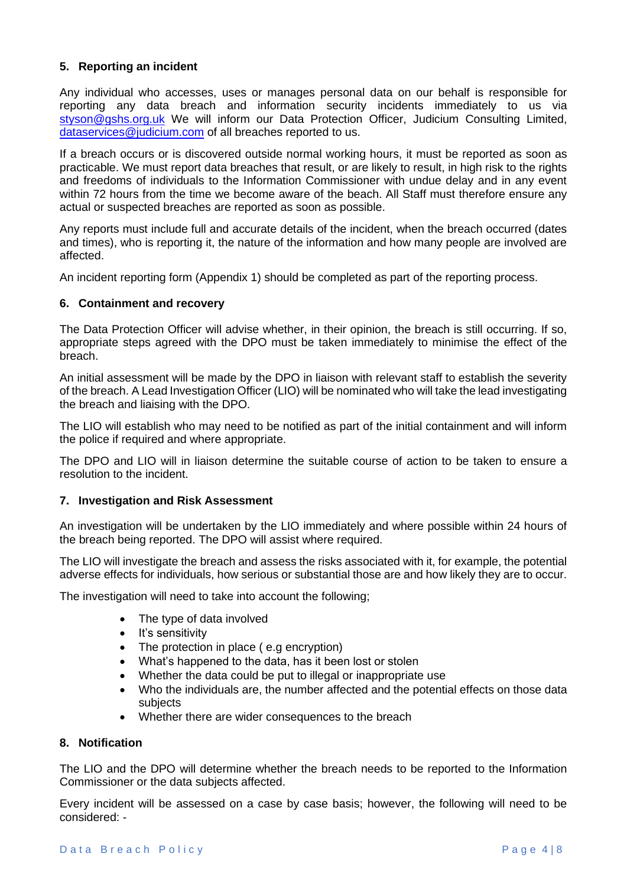## 5. Reporting an incident

Any individual who accesses, uses or manages personal data on our behalf is responsible for reporting any data breach and information security incidents immediately to us via styson@gshs.org.uk We will inform our Data Protection Officer, Judicium Consulting Limited, dataservices@judicium.com of all breaches reported to us.

If a breach occurs or is discovered outside normal working hours, it must be reported as soon as practicable. We must report data breaches that result, or are likely to result, in high risk to the rights and freedoms of individuals to the Information Commissioner with undue delay and in any event within 72 hours from the time we become aware of the beach. All Staff must therefore ensure any actual or suspected breaches are reported as soon as possible.

Any reports must include full and accurate details of the incident, when the breach occurred (dates and times), who is reporting it, the nature of the information and how many people are involved are affected.

An incident reporting form (Appendix 1) should be completed as part of the reporting process.

## 6. Containment and recovery

The Data Protection Officer will advise whether, in their opinion, the breach is still occurring. If so, appropriate steps agreed with the DPO must be taken immediately to minimise the effect of the breach.

An initial assessment will be made by the DPO in liaison with relevant staff to establish the severity of the breach. A Lead Investigation Officer (LIO) will be nominated who will take the lead investigating the breach and liaising with the DPO.

The LIO will establish who may need to be notified as part of the initial containment and will inform the police if required and where appropriate.

The DPO and LIO will in liaison determine the suitable course of action to be taken to ensure a resolution to the incident.

## 7. Investigation and Risk Assessment

An investigation will be undertaken by the LIO immediately and where possible within 24 hours of the breach being reported. The DPO will assist where required.

The LIO will investigate the breach and assess the risks associated with it, for example, the potential adverse effects for individuals, how serious or substantial those are and how likely they are to occur.

The investigation will need to take into account the following;

- The type of data involved
- It's sensitivity
- The protection in place ( e.g encryption)
- What's happened to the data, has it been lost or stolen
- Whether the data could be put to illegal or inappropriate use
- Who the individuals are, the number affected and the potential effects on those data subjects
- Whether there are wider consequences to the breach

## 8. Notification

The LIO and the DPO will determine whether the breach needs to be reported to the Information Commissioner or the data subjects affected.

Every incident will be assessed on a case by case basis; however, the following will need to be considered: -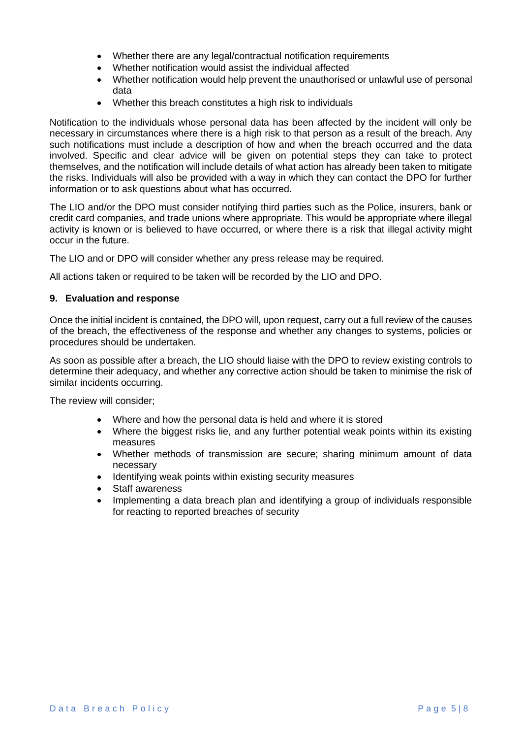- Whether there are any legal/contractual notification requirements
- Whether notification would assist the individual affected
- Whether notification would help prevent the unauthorised or unlawful use of personal data
- Whether this breach constitutes a high risk to individuals

Notification to the individuals whose personal data has been affected by the incident will only be necessary in circumstances where there is a high risk to that person as a result of the breach. Any such notifications must include a description of how and when the breach occurred and the data involved. Specific and clear advice will be given on potential steps they can take to protect themselves, and the notification will include details of what action has already been taken to mitigate the risks. Individuals will also be provided with a way in which they can contact the DPO for further information or to ask questions about what has occurred.

The LIO and/or the DPO must consider notifying third parties such as the Police, insurers, bank or credit card companies, and trade unions where appropriate. This would be appropriate where illegal activity is known or is believed to have occurred, or where there is a risk that illegal activity might occur in the future.

The LIO and or DPO will consider whether any press release may be required.

All actions taken or required to be taken will be recorded by the LIO and DPO.

## 9. Evaluation and response

Once the initial incident is contained, the DPO will, upon request, carry out a full review of the causes of the breach, the effectiveness of the response and whether any changes to systems, policies or procedures should be undertaken.

As soon as possible after a breach, the LIO should liaise with the DPO to review existing controls to determine their adequacy, and whether any corrective action should be taken to minimise the risk of similar incidents occurring.

The review will consider;

- Where and how the personal data is held and where it is stored
- Where the biggest risks lie, and any further potential weak points within its existing measures
- Whether methods of transmission are secure; sharing minimum amount of data necessary
- Identifying weak points within existing security measures
- Staff awareness
- Implementing a data breach plan and identifying a group of individuals responsible for reacting to reported breaches of security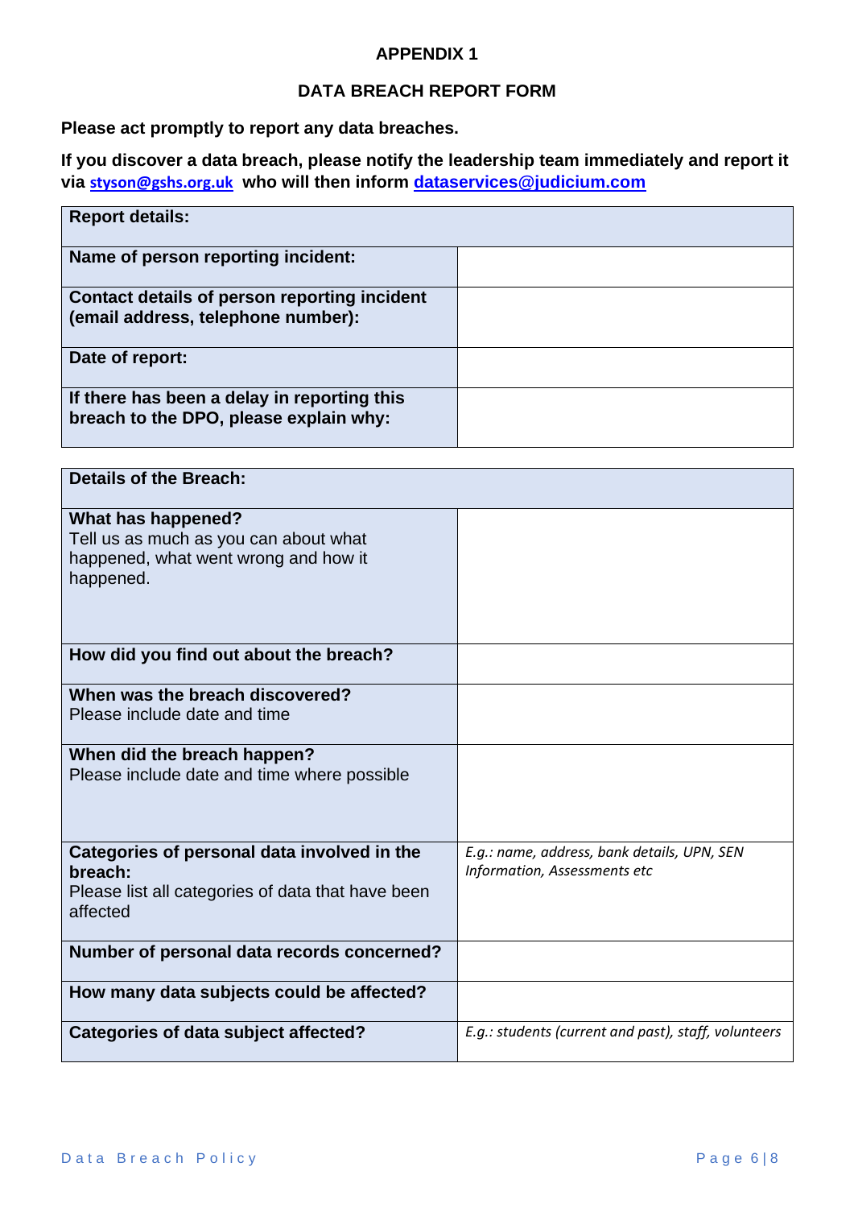# APPENDIX 1

## DATA BREACH REPORT FORM

**Please act promptly to report any data breaches.**

**If you discover a data breach, please notify the leadership team immediately and report it via styson@gshs.org.uk who will then inform dataservices@judicium.com**

| **Report details:** | |
|---|---|
| **Name of person reporting incident:** | |
| **Contact details of person reporting incident (email address, telephone number):** | |
| **Date of report:** | |
| **If there has been a delay in reporting this breach to the DPO, please explain why:** | |

| **Details of the Breach:** | |
|---|---|
| **What has happened?** Tell us as much as you can about what happened, what went wrong and how it happened. | |
| **How did you find out about the breach?** | |
| **When was the breach discovered?** Please include date and time | |
| **When did the breach happen?** Please include date and time where possible | |
| **Categories of personal data involved in the breach:** Please list all categories of data that have been affected | *E.g.: name, address, bank details, UPN, SEN Information, Assessments etc* |
| **Number of personal data records concerned?** | |
| **How many data subjects could be affected?** | |
| **Categories of data subject affected?** | *E.g.: students (current and past), staff, volunteers* |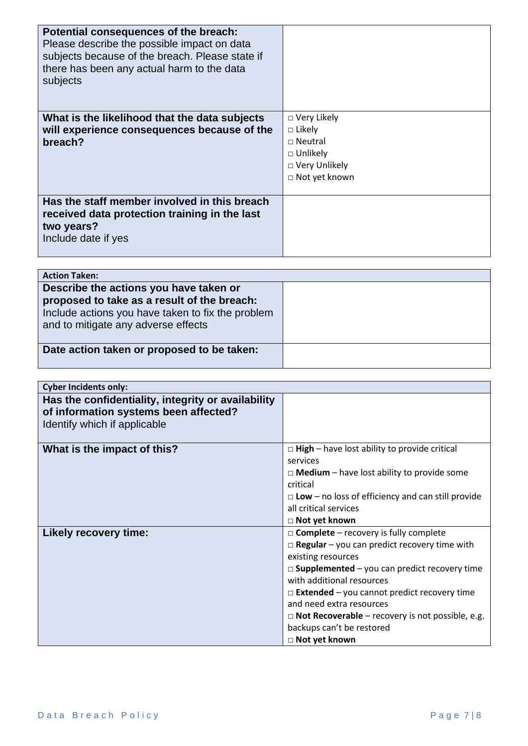| | |
|---|---|
| **Potential consequences of the breach:** Please describe the possible impact on data subjects because of the breach. Please state if there has been any actual harm to the data subjects | |
| **What is the likelihood that the data subjects will experience consequences because of the breach?** | □ Very Likely<br>□ Likely<br>□ Neutral<br>□ Unlikely<br>□ Very Unlikely<br>□ Not yet known |
| **Has the staff member involved in this breach received data protection training in the last two years?** Include date if yes | |

| **Action Taken:** | |
|---|---|
| **Describe the actions you have taken or proposed to take as a result of the breach:** Include actions you have taken to fix the problem and to mitigate any adverse effects | |
| **Date action taken or proposed to be taken:** | |

| **Cyber Incidents only:** | |
|---|---|
| **Has the confidentiality, integrity or availability of information systems been affected?** Identify which if applicable | |
| **What is the impact of this?** | □ **High** – have lost ability to provide critical services<br>□ **Medium** – have lost ability to provide some critical<br>□ **Low** – no loss of efficiency and can still provide all critical services<br>□ **Not yet known** |
| **Likely recovery time:** | □ **Complete** – recovery is fully complete<br>□ **Regular** – you can predict recovery time with existing resources<br>□ **Supplemented** – you can predict recovery time with additional resources<br>□ **Extended** – you cannot predict recovery time and need extra resources<br>□ **Not Recoverable** – recovery is not possible, e.g. backups can't be restored<br>□ **Not yet known** |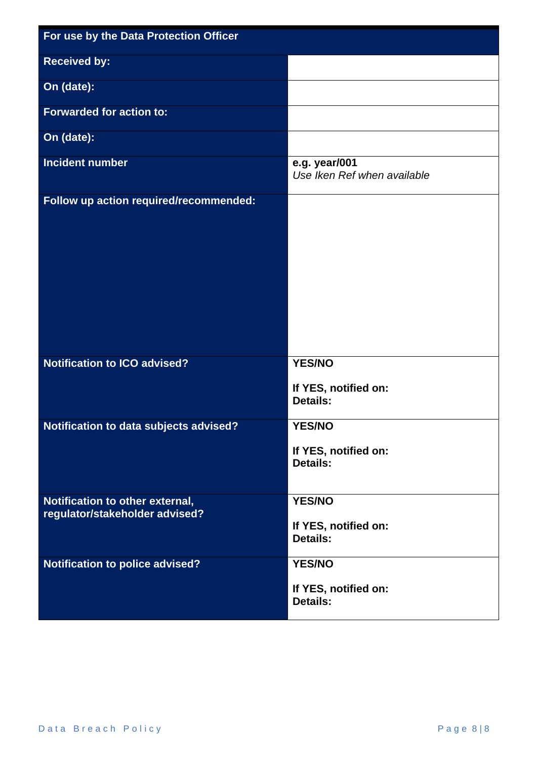| For use by the Data Protection Officer | |
|---|---|
| **Received by:** | |
| **On (date):** | |
| **Forwarded for action to:** | |
| **On (date):** | |
| **Incident number** | **e.g. year/001**<br>*Use Iken Ref when available* |
| **Follow up action required/recommended:** | |
| **Notification to ICO advised?** | **YES/NO**<br><br>**If YES, notified on:**<br>**Details:** |
| **Notification to data subjects advised?** | **YES/NO**<br><br>**If YES, notified on:**<br>**Details:** |
| **Notification to other external, regulator/stakeholder advised?** | **YES/NO**<br><br>**If YES, notified on:**<br>**Details:** |
| **Notification to police advised?** | **YES/NO**<br><br>**If YES, notified on:**<br>**Details:** |